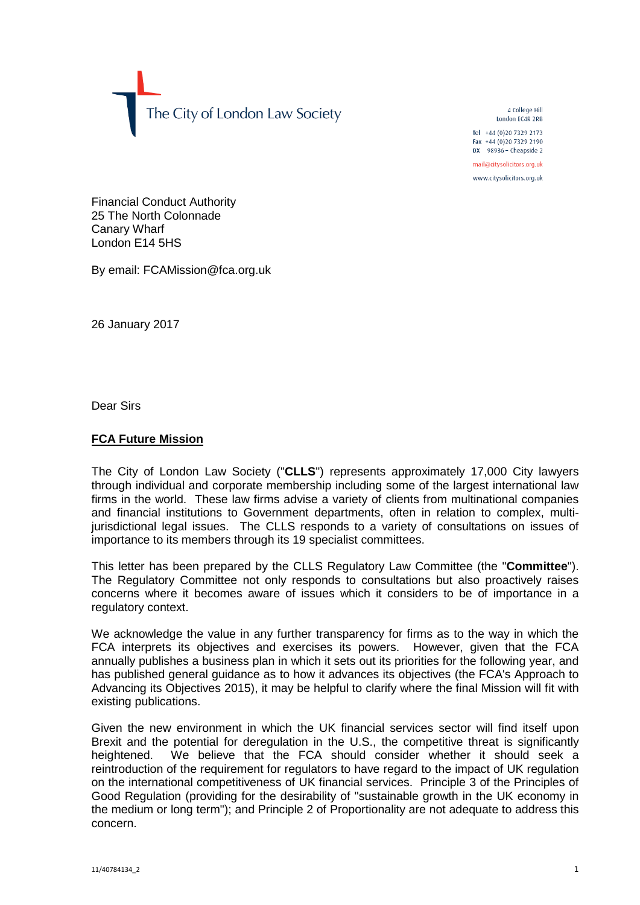The City of London Law Society

4 College Hill
London EC4R 2RB

Tel +44 (0)20 7329 2173
Fax +44 (0)20 7329 2190
DX 98936 – Cheapside 2

mail@citysolicitors.org.uk

www.citysolicitors.org.uk

Financial Conduct Authority
25 The North Colonnade
Canary Wharf
London E14 5HS

By email: FCAMission@fca.org.uk

26 January 2017

Dear Sirs

**FCA Future Mission**

The City of London Law Society ("**CLLS**") represents approximately 17,000 City lawyers through individual and corporate membership including some of the largest international law firms in the world. These law firms advise a variety of clients from multinational companies and financial institutions to Government departments, often in relation to complex, multi-jurisdictional legal issues. The CLLS responds to a variety of consultations on issues of importance to its members through its 19 specialist committees.

This letter has been prepared by the CLLS Regulatory Law Committee (the "**Committee**"). The Regulatory Committee not only responds to consultations but also proactively raises concerns where it becomes aware of issues which it considers to be of importance in a regulatory context.

We acknowledge the value in any further transparency for firms as to the way in which the FCA interprets its objectives and exercises its powers. However, given that the FCA annually publishes a business plan in which it sets out its priorities for the following year, and has published general guidance as to how it advances its objectives (the FCA's Approach to Advancing its Objectives 2015), it may be helpful to clarify where the final Mission will fit with existing publications.

Given the new environment in which the UK financial services sector will find itself upon Brexit and the potential for deregulation in the U.S., the competitive threat is significantly heightened. We believe that the FCA should consider whether it should seek a reintroduction of the requirement for regulators to have regard to the impact of UK regulation on the international competitiveness of UK financial services. Principle 3 of the Principles of Good Regulation (providing for the desirability of "sustainable growth in the UK economy in the medium or long term"); and Principle 2 of Proportionality are not adequate to address this concern.

11/40784134_2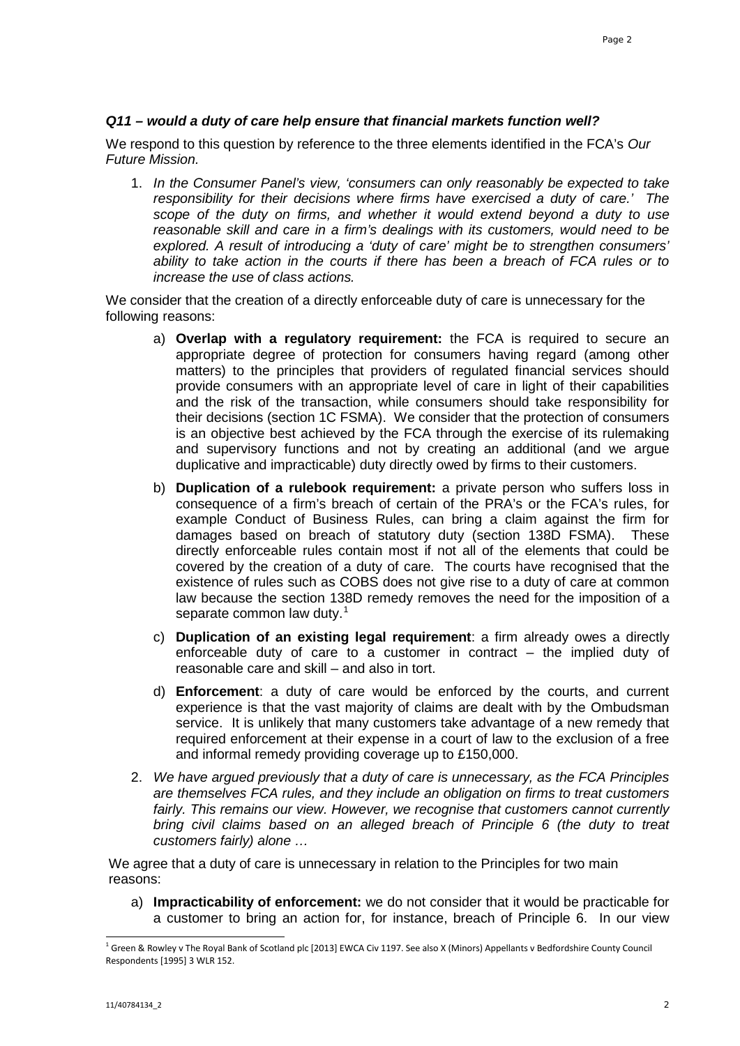### *Q11 – would a duty of care help ensure that financial markets function well?*

We respond to this question by reference to the three elements identified in the FCA's *Our Future Mission.*

1. *In the Consumer Panel's view, 'consumers can only reasonably be expected to take responsibility for their decisions where firms have exercised a duty of care.' The scope of the duty on firms, and whether it would extend beyond a duty to use reasonable skill and care in a firm's dealings with its customers, would need to be explored. A result of introducing a 'duty of care' might be to strengthen consumers' ability to take action in the courts if there has been a breach of FCA rules or to increase the use of class actions.*

We consider that the creation of a directly enforceable duty of care is unnecessary for the following reasons:

a) **Overlap with a regulatory requirement:** the FCA is required to secure an appropriate degree of protection for consumers having regard (among other matters) to the principles that providers of regulated financial services should provide consumers with an appropriate level of care in light of their capabilities and the risk of the transaction, while consumers should take responsibility for their decisions (section 1C FSMA). We consider that the protection of consumers is an objective best achieved by the FCA through the exercise of its rulemaking and supervisory functions and not by creating an additional (and we argue duplicative and impracticable) duty directly owed by firms to their customers.

b) **Duplication of a rulebook requirement:** a private person who suffers loss in consequence of a firm's breach of certain of the PRA's or the FCA's rules, for example Conduct of Business Rules, can bring a claim against the firm for damages based on breach of statutory duty (section 138D FSMA). These directly enforceable rules contain most if not all of the elements that could be covered by the creation of a duty of care. The courts have recognised that the existence of rules such as COBS does not give rise to a duty of care at common law because the section 138D remedy removes the need for the imposition of a separate common law duty.[1]

c) **Duplication of an existing legal requirement**: a firm already owes a directly enforceable duty of care to a customer in contract – the implied duty of reasonable care and skill – and also in tort.

d) **Enforcement**: a duty of care would be enforced by the courts, and current experience is that the vast majority of claims are dealt with by the Ombudsman service. It is unlikely that many customers take advantage of a new remedy that required enforcement at their expense in a court of law to the exclusion of a free and informal remedy providing coverage up to £150,000.

2. *We have argued previously that a duty of care is unnecessary, as the FCA Principles are themselves FCA rules, and they include an obligation on firms to treat customers fairly. This remains our view. However, we recognise that customers cannot currently bring civil claims based on an alleged breach of Principle 6 (the duty to treat customers fairly) alone …*

We agree that a duty of care is unnecessary in relation to the Principles for two main reasons:

a) **Impracticability of enforcement:** we do not consider that it would be practicable for a customer to bring an action for, for instance, breach of Principle 6. In our view

[1] Green & Rowley v The Royal Bank of Scotland plc [2013] EWCA Civ 1197. See also X (Minors) Appellants v Bedfordshire County Council Respondents [1995] 3 WLR 152.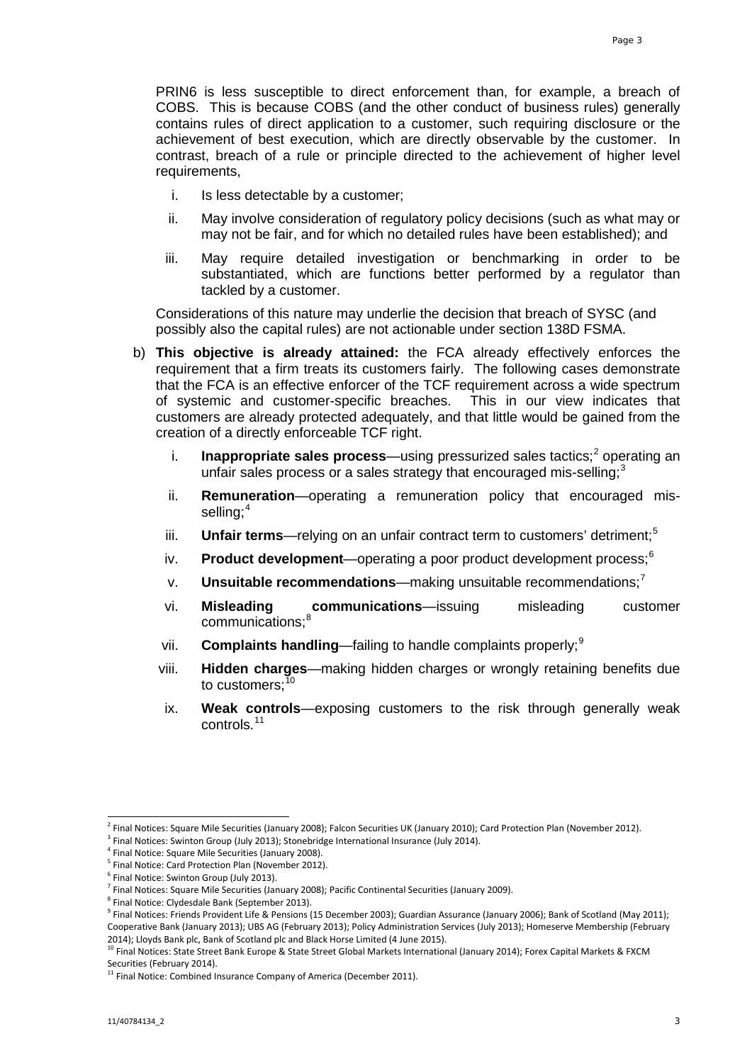PRIN6 is less susceptible to direct enforcement than, for example, a breach of COBS. This is because COBS (and the other conduct of business rules) generally contains rules of direct application to a customer, such requiring disclosure or the achievement of best execution, which are directly observable by the customer. In contrast, breach of a rule or principle directed to the achievement of higher level requirements,

i. Is less detectable by a customer;

ii. May involve consideration of regulatory policy decisions (such as what may or may not be fair, and for which no detailed rules have been established); and

iii. May require detailed investigation or benchmarking in order to be substantiated, which are functions better performed by a regulator than tackled by a customer.

Considerations of this nature may underlie the decision that breach of SYSC (and possibly also the capital rules) are not actionable under section 138D FSMA.

b) **This objective is already attained:** the FCA already effectively enforces the requirement that a firm treats its customers fairly. The following cases demonstrate that the FCA is an effective enforcer of the TCF requirement across a wide spectrum of systemic and customer-specific breaches. This in our view indicates that customers are already protected adequately, and that little would be gained from the creation of a directly enforceable TCF right.

i. **Inappropriate sales process**—using pressurized sales tactics;[2] operating an unfair sales process or a sales strategy that encouraged mis-selling;[3]

ii. **Remuneration**—operating a remuneration policy that encouraged mis-selling;[4]

iii. **Unfair terms**—relying on an unfair contract term to customers' detriment;[5]

iv. **Product development**—operating a poor product development process;[6]

v. **Unsuitable recommendations**—making unsuitable recommendations;[7]

vi. **Misleading communications**—issuing misleading customer communications;[8]

vii. **Complaints handling**—failing to handle complaints properly;[9]

viii. **Hidden charges**—making hidden charges or wrongly retaining benefits due to customers;[10]

ix. **Weak controls**—exposing customers to the risk through generally weak controls.[11]

---

[2] Final Notices: Square Mile Securities (January 2008); Falcon Securities UK (January 2010); Card Protection Plan (November 2012).

[3] Final Notices: Swinton Group (July 2013); Stonebridge International Insurance (July 2014).

[4] Final Notice: Square Mile Securities (January 2008).

[5] Final Notice: Card Protection Plan (November 2012).

[6] Final Notice: Swinton Group (July 2013).

[7] Final Notices: Square Mile Securities (January 2008); Pacific Continental Securities (January 2009).

[8] Final Notice: Clydesdale Bank (September 2013).

[9] Final Notices: Friends Provident Life & Pensions (15 December 2003); Guardian Assurance (January 2006); Bank of Scotland (May 2011); Cooperative Bank (January 2013); UBS AG (February 2013); Policy Administration Services (July 2013); Homeserve Membership (February 2014); Lloyds Bank plc, Bank of Scotland plc and Black Horse Limited (4 June 2015).

[10] Final Notices: State Street Bank Europe & State Street Global Markets International (January 2014); Forex Capital Markets & FXCM Securities (February 2014).

[11] Final Notice: Combined Insurance Company of America (December 2011).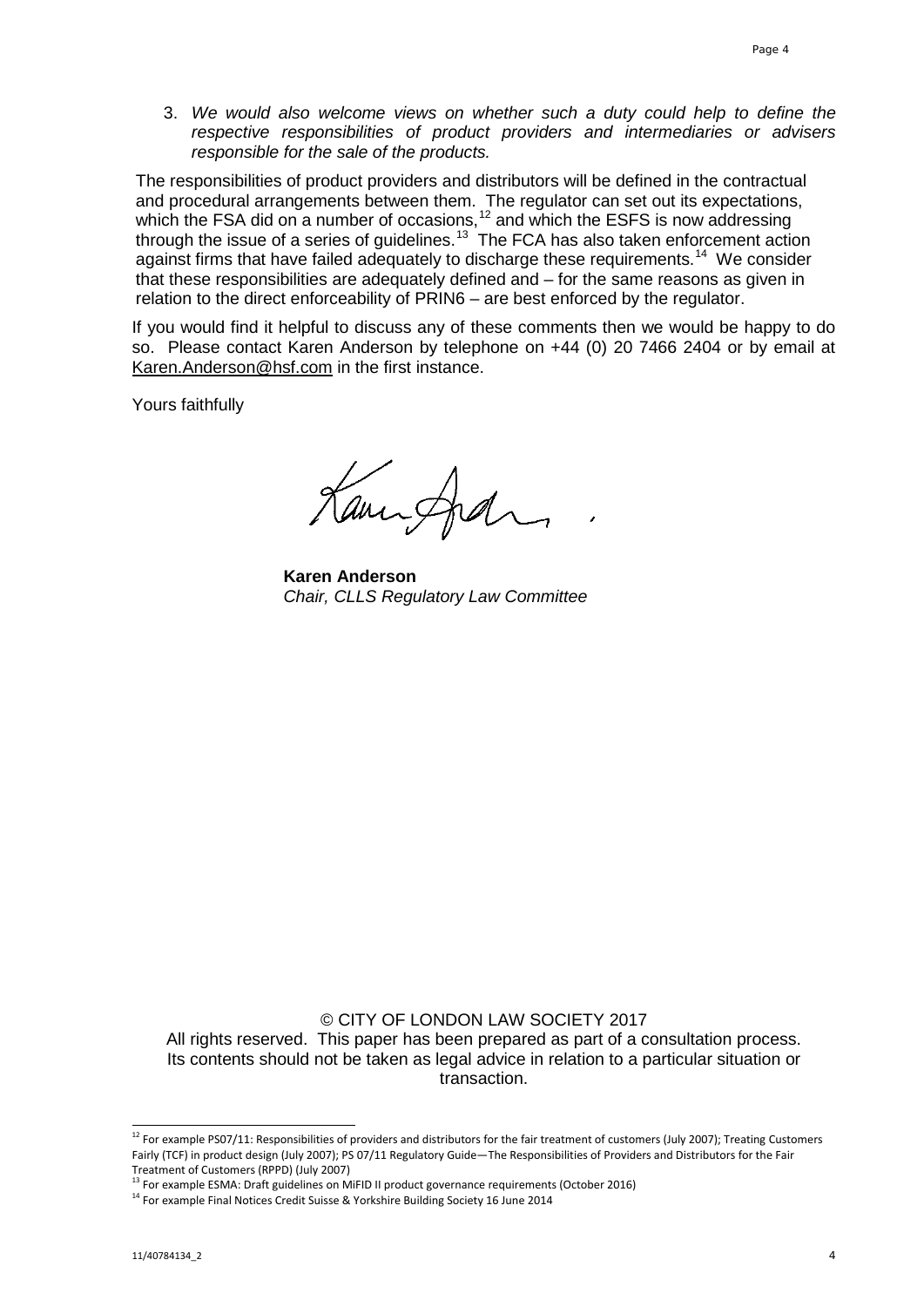3. *We would also welcome views on whether such a duty could help to define the respective responsibilities of product providers and intermediaries or advisers responsible for the sale of the products.*

The responsibilities of product providers and distributors will be defined in the contractual and procedural arrangements between them. The regulator can set out its expectations, which the FSA did on a number of occasions,[12] and which the ESFS is now addressing through the issue of a series of guidelines.[13] The FCA has also taken enforcement action against firms that have failed adequately to discharge these requirements.[14] We consider that these responsibilities are adequately defined and – for the same reasons as given in relation to the direct enforceability of PRIN6 – are best enforced by the regulator.

If you would find it helpful to discuss any of these comments then we would be happy to do so. Please contact Karen Anderson by telephone on +44 (0) 20 7466 2404 or by email at Karen.Anderson@hsf.com in the first instance.

Yours faithfully

**Karen Anderson**
*Chair, CLLS Regulatory Law Committee*

© CITY OF LONDON LAW SOCIETY 2017
All rights reserved. This paper has been prepared as part of a consultation process. Its contents should not be taken as legal advice in relation to a particular situation or transaction.

[12] For example PS07/11: Responsibilities of providers and distributors for the fair treatment of customers (July 2007); Treating Customers Fairly (TCF) in product design (July 2007); PS 07/11 Regulatory Guide—The Responsibilities of Providers and Distributors for the Fair Treatment of Customers (RPPD) (July 2007)

[13] For example ESMA: Draft guidelines on MiFID II product governance requirements (October 2016)

[14] For example Final Notices Credit Suisse & Yorkshire Building Society 16 June 2014

11/40784134_2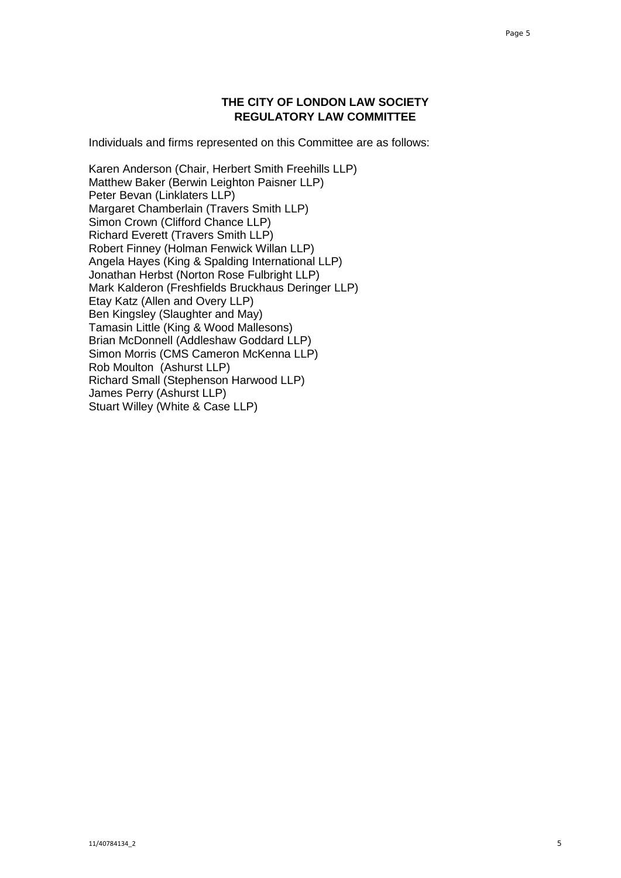**THE CITY OF LONDON LAW SOCIETY**
**REGULATORY LAW COMMITTEE**

Individuals and firms represented on this Committee are as follows:

Karen Anderson (Chair, Herbert Smith Freehills LLP)
Matthew Baker (Berwin Leighton Paisner LLP)
Peter Bevan (Linklaters LLP)
Margaret Chamberlain (Travers Smith LLP)
Simon Crown (Clifford Chance LLP)
Richard Everett (Travers Smith LLP)
Robert Finney (Holman Fenwick Willan LLP)
Angela Hayes (King & Spalding International LLP)
Jonathan Herbst (Norton Rose Fulbright LLP)
Mark Kalderon (Freshfields Bruckhaus Deringer LLP)
Etay Katz (Allen and Overy LLP)
Ben Kingsley (Slaughter and May)
Tamasin Little (King & Wood Mallesons)
Brian McDonnell (Addleshaw Goddard LLP)
Simon Morris (CMS Cameron McKenna LLP)
Rob Moulton (Ashurst LLP)
Richard Small (Stephenson Harwood LLP)
James Perry (Ashurst LLP)
Stuart Willey (White & Case LLP)